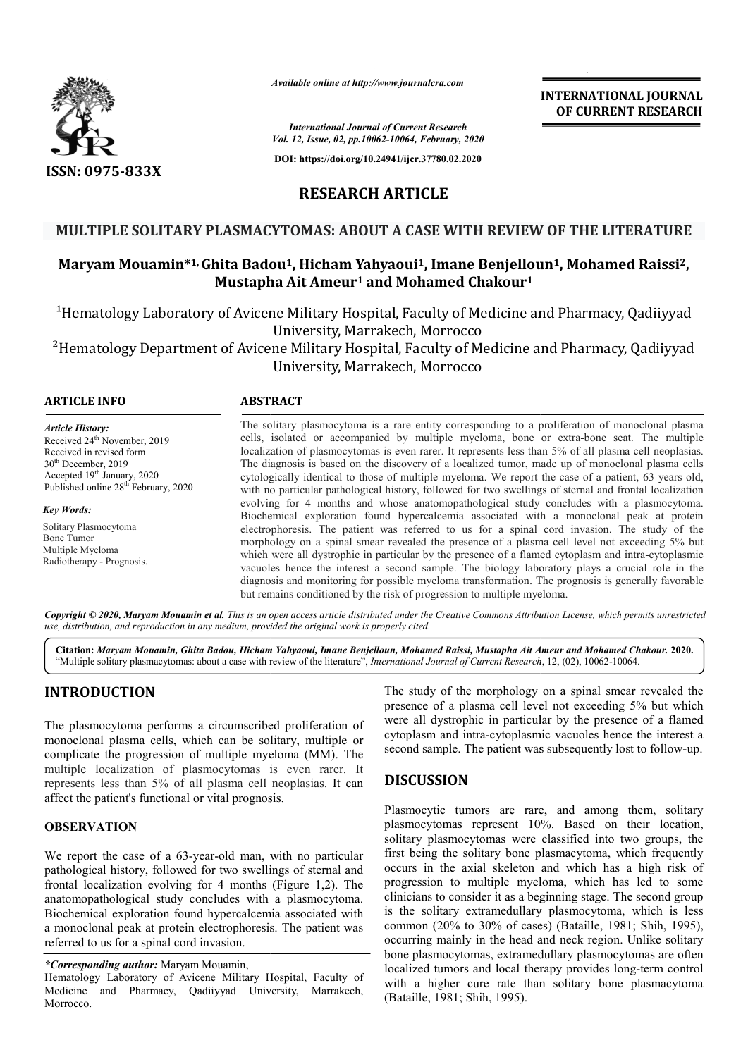*Available online at http://www.journalcra.com*

*International Journal of Current Research*
*Vol. 12, Issue, 02, pp.10062-10064, February, 2020*

**DOI: https://doi.org/10.24941/ijcr.37780.02.2020**

**ISSN: 0975-833X**

**INTERNATIONAL JOURNAL OF CURRENT RESEARCH**

## RESEARCH ARTICLE

# MULTIPLE SOLITARY PLASMACYTOMAS: ABOUT A CASE WITH REVIEW OF THE LITERATURE

**Maryam Mouamin*[1], Ghita Badou[1], Hicham Yahyaoui[1], Imane Benjelloun[1], Mohamed Raissi[2], Mustapha Ait Ameur[1] and Mohamed Chakour[1]**

[1]Hematology Laboratory of Avicene Military Hospital, Faculty of Medicine and Pharmacy, Qadiiyyad University, Marrakech, Morrocco

[2]Hematology Department of Avicene Military Hospital, Faculty of Medicine and Pharmacy, Qadiiyyad University, Marrakech, Morrocco

### ARTICLE INFO

*Article History:*
Received 24th November, 2019
Received in revised form
30th December, 2019
Accepted 19th January, 2020
Published online 28th February, 2020

*Key Words:*
Solitary Plasmacytoma
Bone Tumor
Multiple Myeloma
Radiotherapy - Prognosis.

### ABSTRACT

The solitary plasmacytoma is a rare entity corresponding to a proliferation of monoclonal plasma cells, isolated or accompanied by multiple myeloma, bone or extra-bone seat. The multiple localization of plasmocytomas is even rarer. It represents less than 5% of all plasma cell neoplasias. The diagnosis is based on the discovery of a localized tumor, made up of monoclonal plasma cells cytologically identical to those of multiple myeloma. We report the case of a patient, 63 years old, with no particular pathological history, followed for two swellings of sternal and frontal localization evolving for 4 months and whose anatomopathological study concludes with a plasmocytoma. Biochemical exploration found hypercalcemia associated with a monoclonal peak at protein electrophoresis. The patient was referred to us for a spinal cord invasion. The study of the morphology on a spinal smear revealed the presence of a plasma cell level not exceeding 5% but which were all dystrophic in particular by the presence of a flamed cytoplasm and intra-cytoplasmic vacuoles hence the interest a second sample. The biology laboratory plays a crucial role in the diagnosis and monitoring for possible myeloma transformation. The prognosis is generally favorable but remains conditioned by the risk of progression to multiple myeloma.

*Copyright © 2020, Maryam Mouamin et al. This is an open access article distributed under the Creative Commons Attribution License, which permits unrestricted use, distribution, and reproduction in any medium, provided the original work is properly cited.*

**Citation:** *Maryam Mouamin, Ghita Badou, Hicham Yahyaoui, Imane Benjelloun, Mohamed Raissi, Mustapha Ait Ameur and Mohamed Chakour.* **2020.** "Multiple solitary plasmacytomas: about a case with review of the literature", *International Journal of Current Research*, 12, (02), 10062-10064.

## INTRODUCTION

The plasmocytoma performs a circumscribed proliferation of monoclonal plasma cells, which can be solitary, multiple or complicate the progression of multiple myeloma (MM). The multiple localization of plasmocytomas is even rarer. It represents less than 5% of all plasma cell neoplasias. It can affect the patient's functional or vital prognosis.

### OBSERVATION

We report the case of a 63-year-old man, with no particular pathological history, followed for two swellings of sternal and frontal localization evolving for 4 months (Figure 1,2). The anatomopathological study concludes with a plasmocytoma. Biochemical exploration found hypercalcemia associated with a monoclonal peak at protein electrophoresis. The patient was referred to us for a spinal cord invasion.

*\*Corresponding author:* Maryam Mouamin,
Hematology Laboratory of Avicene Military Hospital, Faculty of Medicine and Pharmacy, Qadiiyyad University, Marrakech, Morrocco.

The study of the morphology on a spinal smear revealed the presence of a plasma cell level not exceeding 5% but which were all dystrophic in particular by the presence of a flamed cytoplasm and intra-cytoplasmic vacuoles hence the interest a second sample. The patient was subsequently lost to follow-up.

## DISCUSSION

Plasmocytic tumors are rare, and among them, solitary plasmocytomas represent 10%. Based on their location, solitary plasmocytomas were classified into two groups, the first being the solitary bone plasmacytoma, which frequently occurs in the axial skeleton and which has a high risk of progression to multiple myeloma, which has led to some clinicians to consider it as a beginning stage. The second group is the solitary extramedullary plasmacytoma, which is less common (20% to 30% of cases) (Bataille, 1981; Shih, 1995), occurring mainly in the head and neck region. Unlike solitary bone plasmacytomas, extramedullary plasmacytomas are often localized tumors and local therapy provides long-term control with a higher cure rate than solitary bone plasmacytoma (Bataille, 1981; Shih, 1995).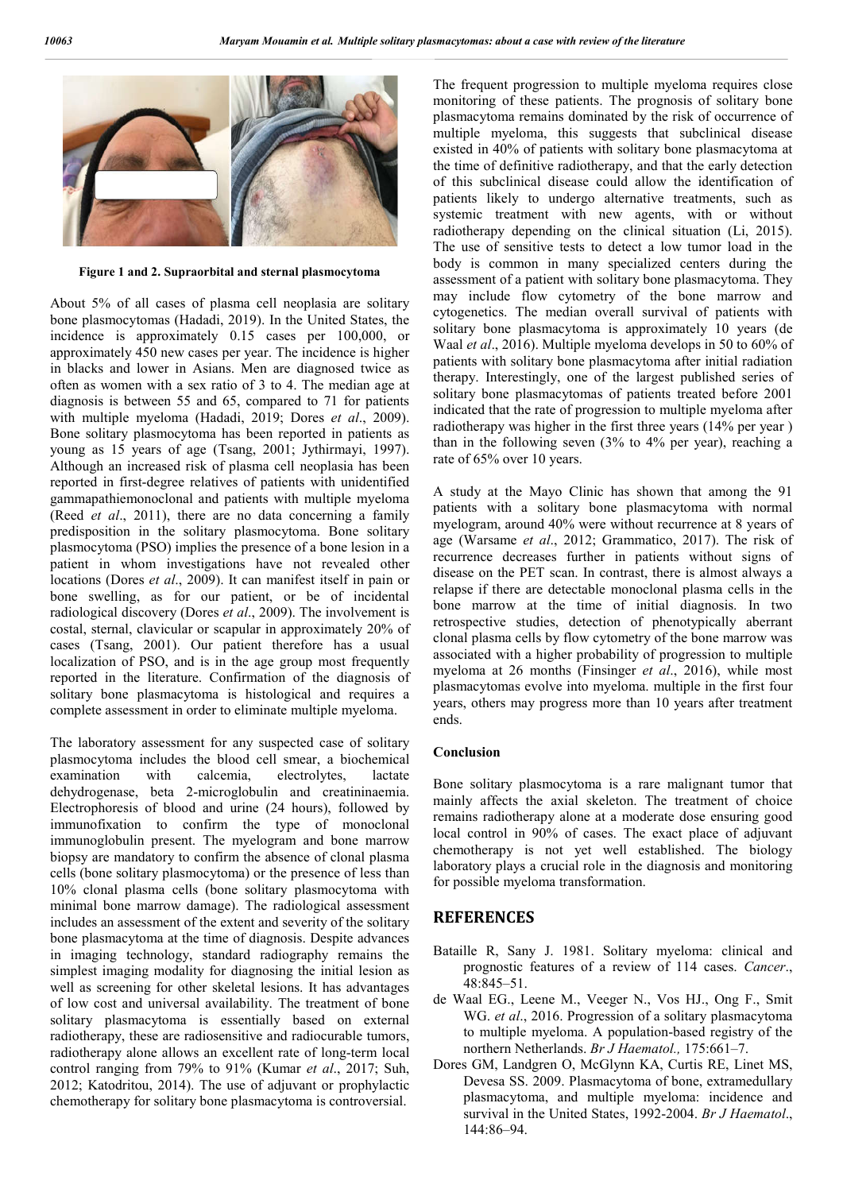**Figure 1 and 2. Supraorbital and sternal plasmocytoma**

About 5% of all cases of plasma cell neoplasia are solitary bone plasmocytomas (Hadadi, 2019). In the United States, the incidence is approximately 0.15 cases per 100,000, or approximately 450 new cases per year. The incidence is higher in blacks and lower in Asians. Men are diagnosed twice as often as women with a sex ratio of 3 to 4. The median age at diagnosis is between 55 and 65, compared to 71 for patients with multiple myeloma (Hadadi, 2019; Dores *et al*., 2009). Bone solitary plasmocytoma has been reported in patients as young as 15 years of age (Tsang, 2001; Jythirmayi, 1997). Although an increased risk of plasma cell neoplasia has been reported in first-degree relatives of patients with unidentified gammapathiemonoclonal and patients with multiple myeloma (Reed *et al*., 2011), there are no data concerning a family predisposition in the solitary plasmocytoma. Bone solitary plasmocytoma (PSO) implies the presence of a bone lesion in a patient in whom investigations have not revealed other locations (Dores *et al*., 2009). It can manifest itself in pain or bone swelling, as for our patient, or be of incidental radiological discovery (Dores *et al*., 2009). The involvement is costal, sternal, clavicular or scapular in approximately 20% of cases (Tsang, 2001). Our patient therefore has a usual localization of PSO, and is in the age group most frequently reported in the literature. Confirmation of the diagnosis of solitary bone plasmacytoma is histological and requires a complete assessment in order to eliminate multiple myeloma.

The laboratory assessment for any suspected case of solitary plasmocytoma includes the blood cell smear, a biochemical examination with calcemia, electrolytes, lactate dehydrogenase, beta 2-microglobulin and creatininaemia. Electrophoresis of blood and urine (24 hours), followed by immunofixation to confirm the type of monoclonal immunoglobulin present. The myelogram and bone marrow biopsy are mandatory to confirm the absence of clonal plasma cells (bone solitary plasmocytoma) or the presence of less than 10% clonal plasma cells (bone solitary plasmocytoma with minimal bone marrow damage). The radiological assessment includes an assessment of the extent and severity of the solitary bone plasmacytoma at the time of diagnosis. Despite advances in imaging technology, standard radiography remains the simplest imaging modality for diagnosing the initial lesion as well as screening for other skeletal lesions. It has advantages of low cost and universal availability. The treatment of bone solitary plasmacytoma is essentially based on external radiotherapy, these are radiosensitive and radiocurable tumors, radiotherapy alone allows an excellent rate of long-term local control ranging from 79% to 91% (Kumar *et al*., 2017; Suh, 2012; Katodritou, 2014). The use of adjuvant or prophylactic chemotherapy for solitary bone plasmacytoma is controversial.

The frequent progression to multiple myeloma requires close monitoring of these patients. The prognosis of solitary bone plasmacytoma remains dominated by the risk of occurrence of multiple myeloma, this suggests that subclinical disease existed in 40% of patients with solitary bone plasmacytoma at the time of definitive radiotherapy, and that the early detection of this subclinical disease could allow the identification of patients likely to undergo alternative treatments, such as systemic treatment with new agents, with or without radiotherapy depending on the clinical situation (Li, 2015). The use of sensitive tests to detect a low tumor load in the body is common in many specialized centers during the assessment of a patient with solitary bone plasmacytoma. They may include flow cytometry of the bone marrow and cytogenetics. The median overall survival of patients with solitary bone plasmacytoma is approximately 10 years (de Waal *et al*., 2016). Multiple myeloma develops in 50 to 60% of patients with solitary bone plasmacytoma after initial radiation therapy. Interestingly, one of the largest published series of solitary bone plasmacytomas of patients treated before 2001 indicated that the rate of progression to multiple myeloma after radiotherapy was higher in the first three years (14% per year ) than in the following seven (3% to 4% per year), reaching a rate of 65% over 10 years.

A study at the Mayo Clinic has shown that among the 91 patients with a solitary bone plasmacytoma with normal myelogram, around 40% were without recurrence at 8 years of age (Warsame *et al*., 2012; Grammatico, 2017). The risk of recurrence decreases further in patients without signs of disease on the PET scan. In contrast, there is almost always a relapse if there are detectable monoclonal plasma cells in the bone marrow at the time of initial diagnosis. In two retrospective studies, detection of phenotypically aberrant clonal plasma cells by flow cytometry of the bone marrow was associated with a higher probability of progression to multiple myeloma at 26 months (Finsinger *et al*., 2016), while most plasmacytomas evolve into myeloma. multiple in the first four years, others may progress more than 10 years after treatment ends.

## Conclusion

Bone solitary plasmocytoma is a rare malignant tumor that mainly affects the axial skeleton. The treatment of choice remains radiotherapy alone at a moderate dose ensuring good local control in 90% of cases. The exact place of adjuvant chemotherapy is not yet well established. The biology laboratory plays a crucial role in the diagnosis and monitoring for possible myeloma transformation.

## REFERENCES

Bataille R, Sany J. 1981. Solitary myeloma: clinical and prognostic features of a review of 114 cases. *Cancer*., 48:845–51.

de Waal EG., Leene M., Veeger N., Vos HJ., Ong F., Smit WG. *et al*., 2016. Progression of a solitary plasmacytoma to multiple myeloma. A population-based registry of the northern Netherlands. *Br J Haematol.,* 175:661–7.

Dores GM, Landgren O, McGlynn KA, Curtis RE, Linet MS, Devesa SS. 2009. Plasmacytoma of bone, extramedullary plasmacytoma, and multiple myeloma: incidence and survival in the United States, 1992-2004. *Br J Haematol*., 144:86–94.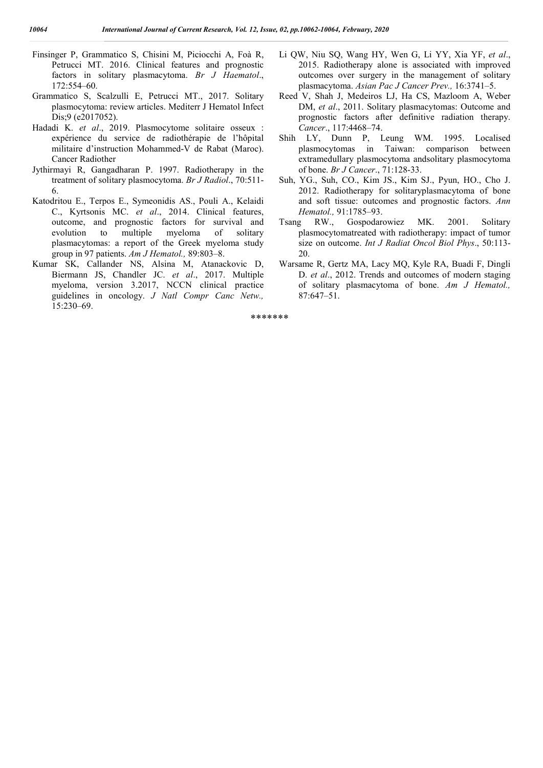Finsinger P, Grammatico S, Chisini M, Piciocchi A, Foà R, Petrucci MT. 2016. Clinical features and prognostic factors in solitary plasmacytoma. *Br J Haematol*., 172:554–60.

Grammatico S, Scalzulli E, Petrucci MT., 2017. Solitary plasmocytoma: review articles. Mediterr J Hematol Infect Dis;9 (e2017052).

Hadadi K. *et al*., 2019. Plasmocytome solitaire osseux : expérience du service de radiothérapie de l'hôpital militaire d'instruction Mohammed-V de Rabat (Maroc). Cancer Radiother

Jythirmayi R, Gangadharan P. 1997. Radiotherapy in the treatment of solitary plasmocytoma. *Br J Radiol*., 70:511-6.

Katodritou E., Terpos E., Symeonidis AS., Pouli A., Kelaidi C., Kyrtsonis MC. *et al*., 2014. Clinical features, outcome, and prognostic factors for survival and evolution to multiple myeloma of solitary plasmacytomas: a report of the Greek myeloma study group in 97 patients. *Am J Hematol.,* 89:803–8.

Kumar SK, Callander NS, Alsina M, Atanackovic D, Biermann JS, Chandler JC. *et al*., 2017. Multiple myeloma, version 3.2017, NCCN clinical practice guidelines in oncology. *J Natl Compr Canc Netw.,* 15:230–69.

Li QW, Niu SQ, Wang HY, Wen G, Li YY, Xia YF, *et al*., 2015. Radiotherapy alone is associated with improved outcomes over surgery in the management of solitary plasmacytoma. *Asian Pac J Cancer Prev.,* 16:3741–5.

Reed V, Shah J, Medeiros LJ, Ha CS, Mazloom A, Weber DM, *et al*., 2011. Solitary plasmacytomas: Outcome and prognostic factors after definitive radiation therapy. *Cancer*., 117:4468–74.

Shih LY, Dunn P, Leung WM. 1995. Localised plasmocytomas in Taiwan: comparison between extramedullary plasmocytoma andsolitary plasmocytoma of bone. *Br J Cancer*., 71:128-33.

Suh, YG., Suh, CO., Kim JS., Kim SJ., Pyun, HO., Cho J. 2012. Radiotherapy for solitaryplasmacytoma of bone and soft tissue: outcomes and prognostic factors. *Ann Hematol.,* 91:1785–93.

Tsang RW., Gospodarowiez MK. 2001. Solitary plasmocytomatreated with radiotherapy: impact of tumor size on outcome. *Int J Radiat Oncol Biol Phys*., 50:113-20.

Warsame R, Gertz MA, Lacy MQ, Kyle RA, Buadi F, Dingli D. *et al*., 2012. Trends and outcomes of modern staging of solitary plasmacytoma of bone. *Am J Hematol.,* 87:647–51.

*******